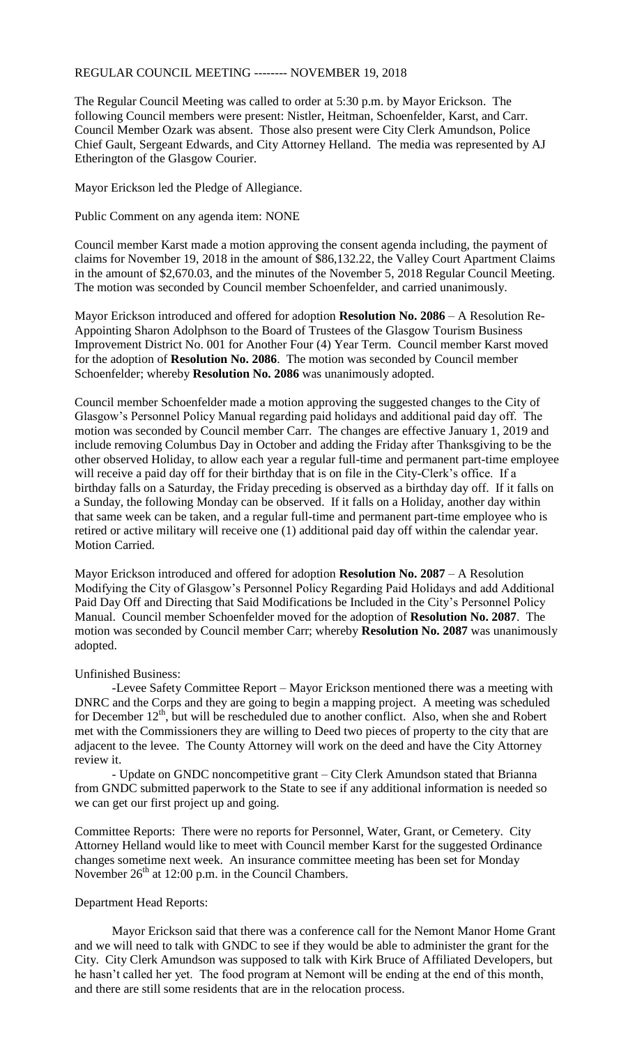REGULAR COUNCIL MEETING -------- NOVEMBER 19, 2018

The Regular Council Meeting was called to order at 5:30 p.m. by Mayor Erickson. The following Council members were present: Nistler, Heitman, Schoenfelder, Karst, and Carr. Council Member Ozark was absent. Those also present were City Clerk Amundson, Police Chief Gault, Sergeant Edwards, and City Attorney Helland. The media was represented by AJ Etherington of the Glasgow Courier.

Mayor Erickson led the Pledge of Allegiance.

Public Comment on any agenda item: NONE

Council member Karst made a motion approving the consent agenda including, the payment of claims for November 19, 2018 in the amount of $86,132.22, the Valley Court Apartment Claims in the amount of $2,670.03, and the minutes of the November 5, 2018 Regular Council Meeting. The motion was seconded by Council member Schoenfelder, and carried unanimously.

Mayor Erickson introduced and offered for adoption **Resolution No. 2086** – A Resolution Re-Appointing Sharon Adolphson to the Board of Trustees of the Glasgow Tourism Business Improvement District No. 001 for Another Four (4) Year Term. Council member Karst moved for the adoption of **Resolution No. 2086**. The motion was seconded by Council member Schoenfelder; whereby **Resolution No. 2086** was unanimously adopted.

Council member Schoenfelder made a motion approving the suggested changes to the City of Glasgow's Personnel Policy Manual regarding paid holidays and additional paid day off. The motion was seconded by Council member Carr. The changes are effective January 1, 2019 and include removing Columbus Day in October and adding the Friday after Thanksgiving to be the other observed Holiday, to allow each year a regular full-time and permanent part-time employee will receive a paid day off for their birthday that is on file in the City-Clerk's office. If a birthday falls on a Saturday, the Friday preceding is observed as a birthday day off. If it falls on a Sunday, the following Monday can be observed. If it falls on a Holiday, another day within that same week can be taken, and a regular full-time and permanent part-time employee who is retired or active military will receive one (1) additional paid day off within the calendar year. Motion Carried.

Mayor Erickson introduced and offered for adoption **Resolution No. 2087** – A Resolution Modifying the City of Glasgow's Personnel Policy Regarding Paid Holidays and add Additional Paid Day Off and Directing that Said Modifications be Included in the City's Personnel Policy Manual. Council member Schoenfelder moved for the adoption of **Resolution No. 2087**. The motion was seconded by Council member Carr; whereby **Resolution No. 2087** was unanimously adopted.

Unfinished Business:

-Levee Safety Committee Report – Mayor Erickson mentioned there was a meeting with DNRC and the Corps and they are going to begin a mapping project. A meeting was scheduled for December 12th, but will be rescheduled due to another conflict. Also, when she and Robert met with the Commissioners they are willing to Deed two pieces of property to the city that are adjacent to the levee. The County Attorney will work on the deed and have the City Attorney review it.

- Update on GNDC noncompetitive grant – City Clerk Amundson stated that Brianna from GNDC submitted paperwork to the State to see if any additional information is needed so we can get our first project up and going.

Committee Reports: There were no reports for Personnel, Water, Grant, or Cemetery. City Attorney Helland would like to meet with Council member Karst for the suggested Ordinance changes sometime next week. An insurance committee meeting has been set for Monday November 26th at 12:00 p.m. in the Council Chambers.

Department Head Reports:

Mayor Erickson said that there was a conference call for the Nemont Manor Home Grant and we will need to talk with GNDC to see if they would be able to administer the grant for the City. City Clerk Amundson was supposed to talk with Kirk Bruce of Affiliated Developers, but he hasn't called her yet. The food program at Nemont will be ending at the end of this month, and there are still some residents that are in the relocation process.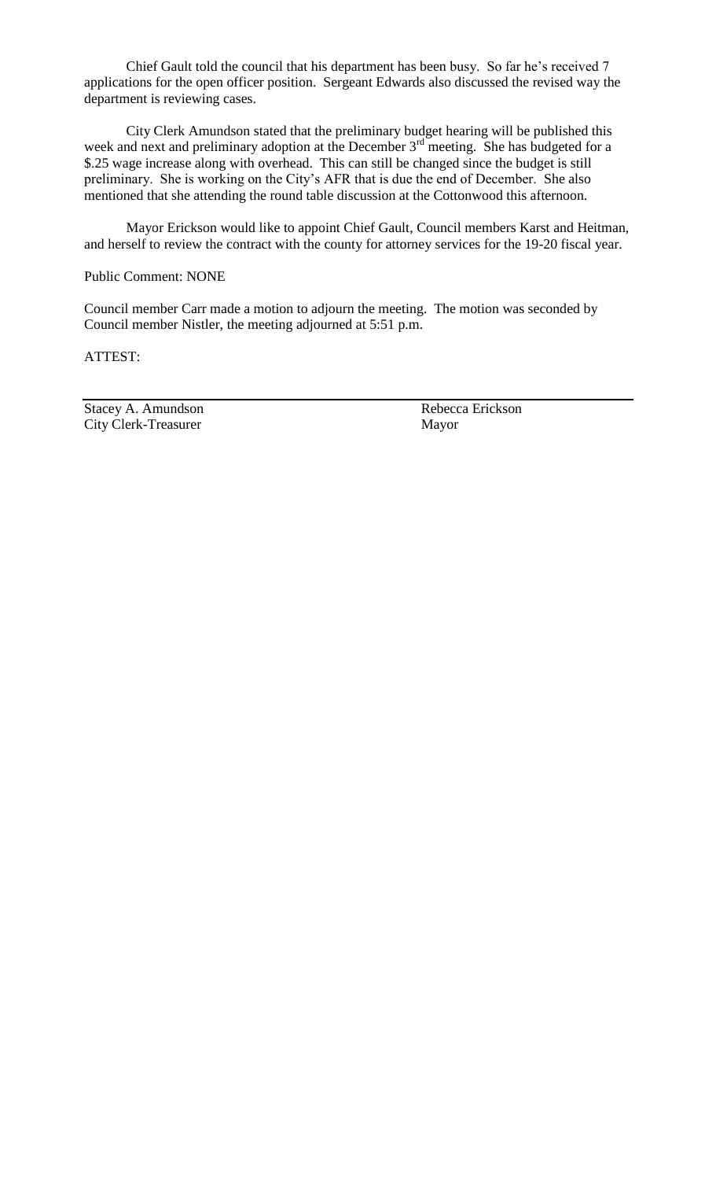Chief Gault told the council that his department has been busy. So far he's received 7 applications for the open officer position. Sergeant Edwards also discussed the revised way the department is reviewing cases.

City Clerk Amundson stated that the preliminary budget hearing will be published this week and next and preliminary adoption at the December 3rd meeting. She has budgeted for a $.25 wage increase along with overhead. This can still be changed since the budget is still preliminary. She is working on the City's AFR that is due the end of December. She also mentioned that she attending the round table discussion at the Cottonwood this afternoon.

Mayor Erickson would like to appoint Chief Gault, Council members Karst and Heitman, and herself to review the contract with the county for attorney services for the 19-20 fiscal year.

Public Comment: NONE

Council member Carr made a motion to adjourn the meeting. The motion was seconded by Council member Nistler, the meeting adjourned at 5:51 p.m.

ATTEST:

Stacey A. Amundson
City Clerk-Treasurer

Rebecca Erickson
Mayor